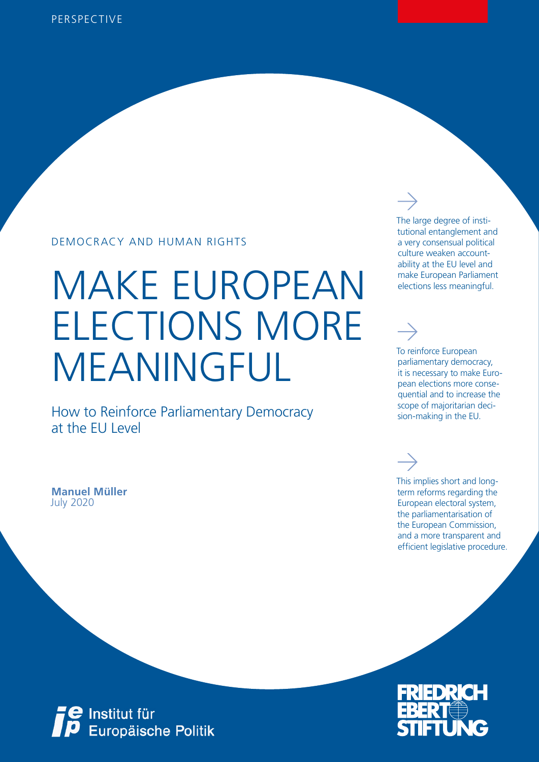PERSPECTIVE

DEMOCRACY AND HUMAN RIGHTS

# MAKE EUROPEAN ELECTIONS MORE MEANINGFUL

## How to Reinforce Parliamentary Democracy at the EU Level

**Manuel Müller**
July 2020

→

The large degree of institutional entanglement and a very consensual political culture weaken accountability at the EU level and make European Parliament elections less meaningful.

→

To reinforce European parliamentary democracy, it is necessary to make European elections more consequential and to increase the scope of majoritarian decision-making in the EU.

→

This implies short and long-term reforms regarding the European electoral system, the parliamentarisation of the European Commission, and a more transparent and efficient legislative procedure.

Institut für Europäische Politik

FRIEDRICH EBERT STIFTUNG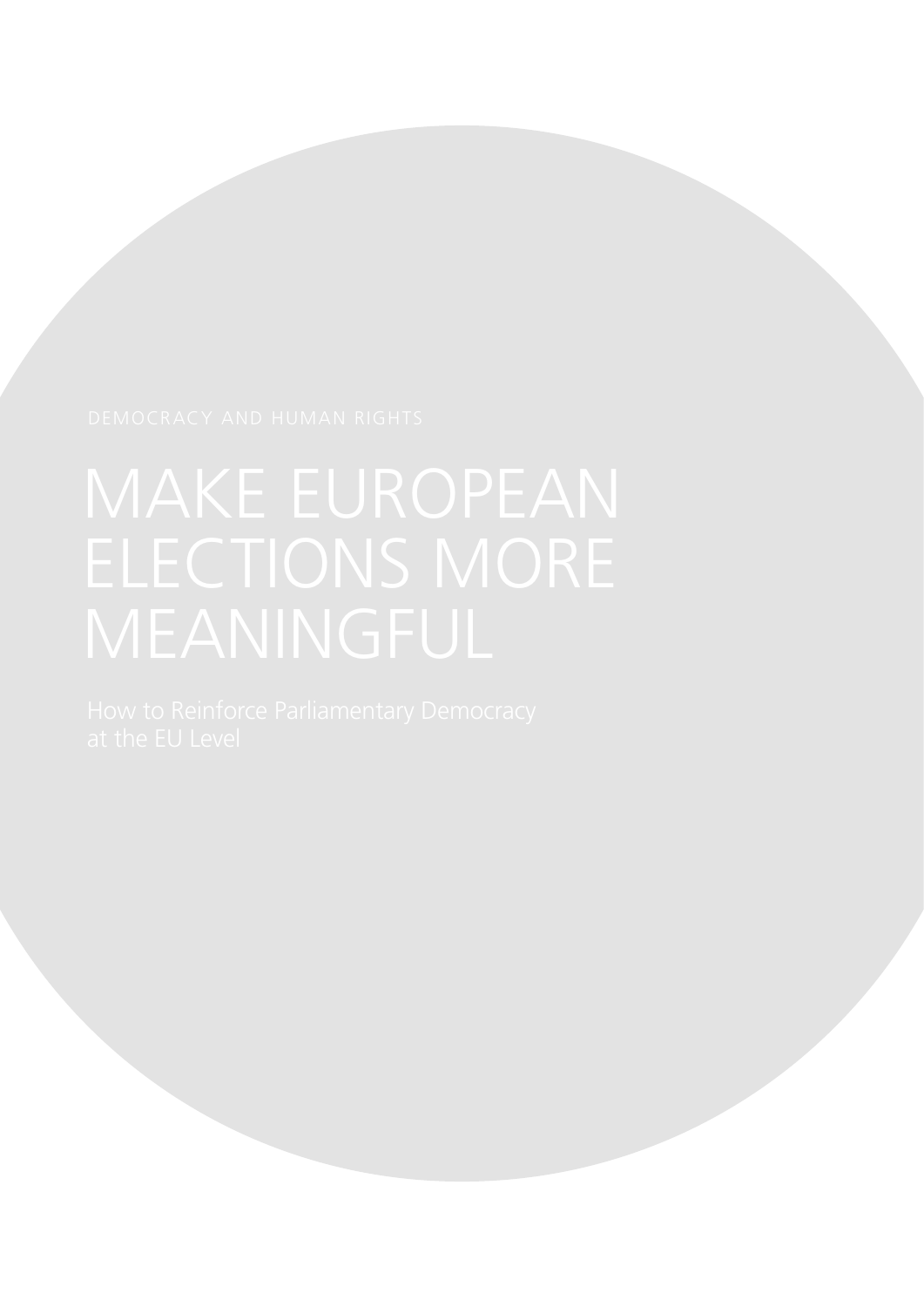DEMOCRACY AND HUMAN RIGHTS

# MAKE EUROPEAN ELECTIONS MORE MEANINGFUL

How to Reinforce Parliamentary Democracy at the EU Level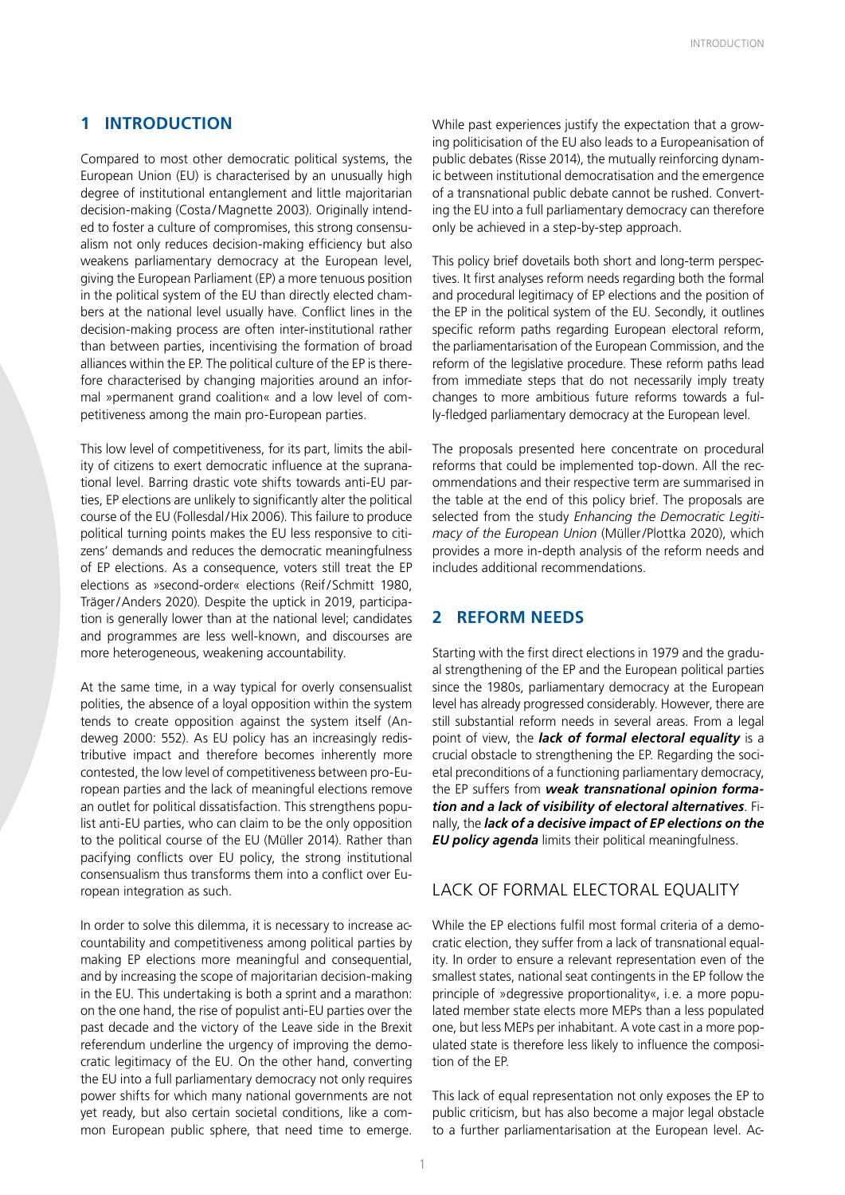## 1 INTRODUCTION

Compared to most other democratic political systems, the European Union (EU) is characterised by an unusually high degree of institutional entanglement and little majoritarian decision-making (Costa/Magnette 2003). Originally intended to foster a culture of compromises, this strong consensualism not only reduces decision-making efficiency but also weakens parliamentary democracy at the European level, giving the European Parliament (EP) a more tenuous position in the political system of the EU than directly elected chambers at the national level usually have. Conflict lines in the decision-making process are often inter-institutional rather than between parties, incentivising the formation of broad alliances within the EP. The political culture of the EP is therefore characterised by changing majorities around an informal »permanent grand coalition« and a low level of competitiveness among the main pro-European parties.

This low level of competitiveness, for its part, limits the ability of citizens to exert democratic influence at the supranational level. Barring drastic vote shifts towards anti-EU parties, EP elections are unlikely to significantly alter the political course of the EU (Follesdal/Hix 2006). This failure to produce political turning points makes the EU less responsive to citizens' demands and reduces the democratic meaningfulness of EP elections. As a consequence, voters still treat the EP elections as »second-order« elections (Reif/Schmitt 1980, Träger/Anders 2020). Despite the uptick in 2019, participation is generally lower than at the national level; candidates and programmes are less well-known, and discourses are more heterogeneous, weakening accountability.

At the same time, in a way typical for overly consensualist polities, the absence of a loyal opposition within the system tends to create opposition against the system itself (Andeweg 2000: 552). As EU policy has an increasingly redistributive impact and therefore becomes inherently more contested, the low level of competitiveness between pro-European parties and the lack of meaningful elections remove an outlet for political dissatisfaction. This strengthens populist anti-EU parties, who can claim to be the only opposition to the political course of the EU (Müller 2014). Rather than pacifying conflicts over EU policy, the strong institutional consensualism thus transforms them into a conflict over European integration as such.

In order to solve this dilemma, it is necessary to increase accountability and competitiveness among political parties by making EP elections more meaningful and consequential, and by increasing the scope of majoritarian decision-making in the EU. This undertaking is both a sprint and a marathon: on the one hand, the rise of populist anti-EU parties over the past decade and the victory of the Leave side in the Brexit referendum underline the urgency of improving the democratic legitimacy of the EU. On the other hand, converting the EU into a full parliamentary democracy not only requires power shifts for which many national governments are not yet ready, but also certain societal conditions, like a common European public sphere, that need time to emerge. While past experiences justify the expectation that a growing politicisation of the EU also leads to a Europeanisation of public debates (Risse 2014), the mutually reinforcing dynamic between institutional democratisation and the emergence of a transnational public debate cannot be rushed. Converting the EU into a full parliamentary democracy can therefore only be achieved in a step-by-step approach.

This policy brief dovetails both short and long-term perspectives. It first analyses reform needs regarding both the formal and procedural legitimacy of EP elections and the position of the EP in the political system of the EU. Secondly, it outlines specific reform paths regarding European electoral reform, the parliamentarisation of the European Commission, and the reform of the legislative procedure. These reform paths lead from immediate steps that do not necessarily imply treaty changes to more ambitious future reforms towards a fully-fledged parliamentary democracy at the European level.

The proposals presented here concentrate on procedural reforms that could be implemented top-down. All the recommendations and their respective term are summarised in the table at the end of this policy brief. The proposals are selected from the study *Enhancing the Democratic Legitimacy of the European Union* (Müller/Plottka 2020), which provides a more in-depth analysis of the reform needs and includes additional recommendations.

## 2 REFORM NEEDS

Starting with the first direct elections in 1979 and the gradual strengthening of the EP and the European political parties since the 1980s, parliamentary democracy at the European level has already progressed considerably. However, there are still substantial reform needs in several areas. From a legal point of view, the ***lack of formal electoral equality*** is a crucial obstacle to strengthening the EP. Regarding the societal preconditions of a functioning parliamentary democracy, the EP suffers from ***weak transnational opinion formation and a lack of visibility of electoral alternatives***. Finally, the ***lack of a decisive impact of EP elections on the EU policy agenda*** limits their political meaningfulness.

### LACK OF FORMAL ELECTORAL EQUALITY

While the EP elections fulfil most formal criteria of a democratic election, they suffer from a lack of transnational equality. In order to ensure a relevant representation even of the smallest states, national seat contingents in the EP follow the principle of »degressive proportionality«, i.e. a more populated member state elects more MEPs than a less populated one, but less MEPs per inhabitant. A vote cast in a more populated state is therefore less likely to influence the composition of the EP.

This lack of equal representation not only exposes the EP to public criticism, but has also become a major legal obstacle to a further parliamentarisation at the European level. Ac-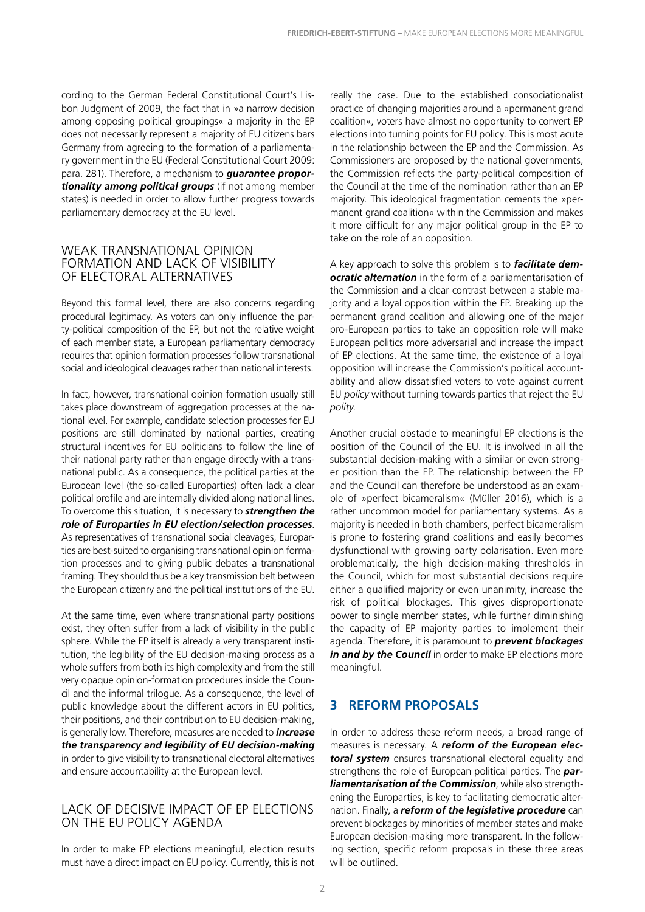cording to the German Federal Constitutional Court's Lisbon Judgment of 2009, the fact that in »a narrow decision among opposing political groupings« a majority in the EP does not necessarily represent a majority of EU citizens bars Germany from agreeing to the formation of a parliamentary government in the EU (Federal Constitutional Court 2009: para. 281). Therefore, a mechanism to ***guarantee proportionality among political groups*** (if not among member states) is needed in order to allow further progress towards parliamentary democracy at the EU level.

## WEAK TRANSNATIONAL OPINION FORMATION AND LACK OF VISIBILITY OF ELECTORAL ALTERNATIVES

Beyond this formal level, there are also concerns regarding procedural legitimacy. As voters can only influence the party-political composition of the EP, but not the relative weight of each member state, a European parliamentary democracy requires that opinion formation processes follow transnational social and ideological cleavages rather than national interests.

In fact, however, transnational opinion formation usually still takes place downstream of aggregation processes at the national level. For example, candidate selection processes for EU positions are still dominated by national parties, creating structural incentives for EU politicians to follow the line of their national party rather than engage directly with a transnational public. As a consequence, the political parties at the European level (the so-called Europarties) often lack a clear political profile and are internally divided along national lines. To overcome this situation, it is necessary to ***strengthen the role of Europarties in EU election/selection processes***. As representatives of transnational social cleavages, Europarties are best-suited to organising transnational opinion formation processes and to giving public debates a transnational framing. They should thus be a key transmission belt between the European citizenry and the political institutions of the EU.

At the same time, even where transnational party positions exist, they often suffer from a lack of visibility in the public sphere. While the EP itself is already a very transparent institution, the legibility of the EU decision-making process as a whole suffers from both its high complexity and from the still very opaque opinion-formation procedures inside the Council and the informal trilogue. As a consequence, the level of public knowledge about the different actors in EU politics, their positions, and their contribution to EU decision-making, is generally low. Therefore, measures are needed to ***increase the transparency and legibility of EU decision-making*** in order to give visibility to transnational electoral alternatives and ensure accountability at the European level.

## LACK OF DECISIVE IMPACT OF EP ELECTIONS ON THE EU POLICY AGENDA

In order to make EP elections meaningful, election results must have a direct impact on EU policy. Currently, this is not really the case. Due to the established consociationalist practice of changing majorities around a »permanent grand coalition«, voters have almost no opportunity to convert EP elections into turning points for EU policy. This is most acute in the relationship between the EP and the Commission. As Commissioners are proposed by the national governments, the Commission reflects the party-political composition of the Council at the time of the nomination rather than an EP majority. This ideological fragmentation cements the »permanent grand coalition« within the Commission and makes it more difficult for any major political group in the EP to take on the role of an opposition.

A key approach to solve this problem is to ***facilitate democratic alternation*** in the form of a parliamentarisation of the Commission and a clear contrast between a stable majority and a loyal opposition within the EP. Breaking up the permanent grand coalition and allowing one of the major pro-European parties to take an opposition role will make European politics more adversarial and increase the impact of EP elections. At the same time, the existence of a loyal opposition will increase the Commission's political accountability and allow dissatisfied voters to vote against current EU *policy* without turning towards parties that reject the EU *polity*.

Another crucial obstacle to meaningful EP elections is the position of the Council of the EU. It is involved in all the substantial decision-making with a similar or even stronger position than the EP. The relationship between the EP and the Council can therefore be understood as an example of »perfect bicameralism« (Müller 2016), which is a rather uncommon model for parliamentary systems. As a majority is needed in both chambers, perfect bicameralism is prone to fostering grand coalitions and easily becomes dysfunctional with growing party polarisation. Even more problematically, the high decision-making thresholds in the Council, which for most substantial decisions require either a qualified majority or even unanimity, increase the risk of political blockages. This gives disproportionate power to single member states, while further diminishing the capacity of EP majority parties to implement their agenda. Therefore, it is paramount to ***prevent blockages in and by the Council*** in order to make EP elections more meaningful.

# 3 REFORM PROPOSALS

In order to address these reform needs, a broad range of measures is necessary. A ***reform of the European electoral system*** ensures transnational electoral equality and strengthens the role of European political parties. The ***parliamentarisation of the Commission***, while also strengthening the Europarties, is key to facilitating democratic alternation. Finally, a ***reform of the legislative procedure*** can prevent blockages by minorities of member states and make European decision-making more transparent. In the following section, specific reform proposals in these three areas will be outlined.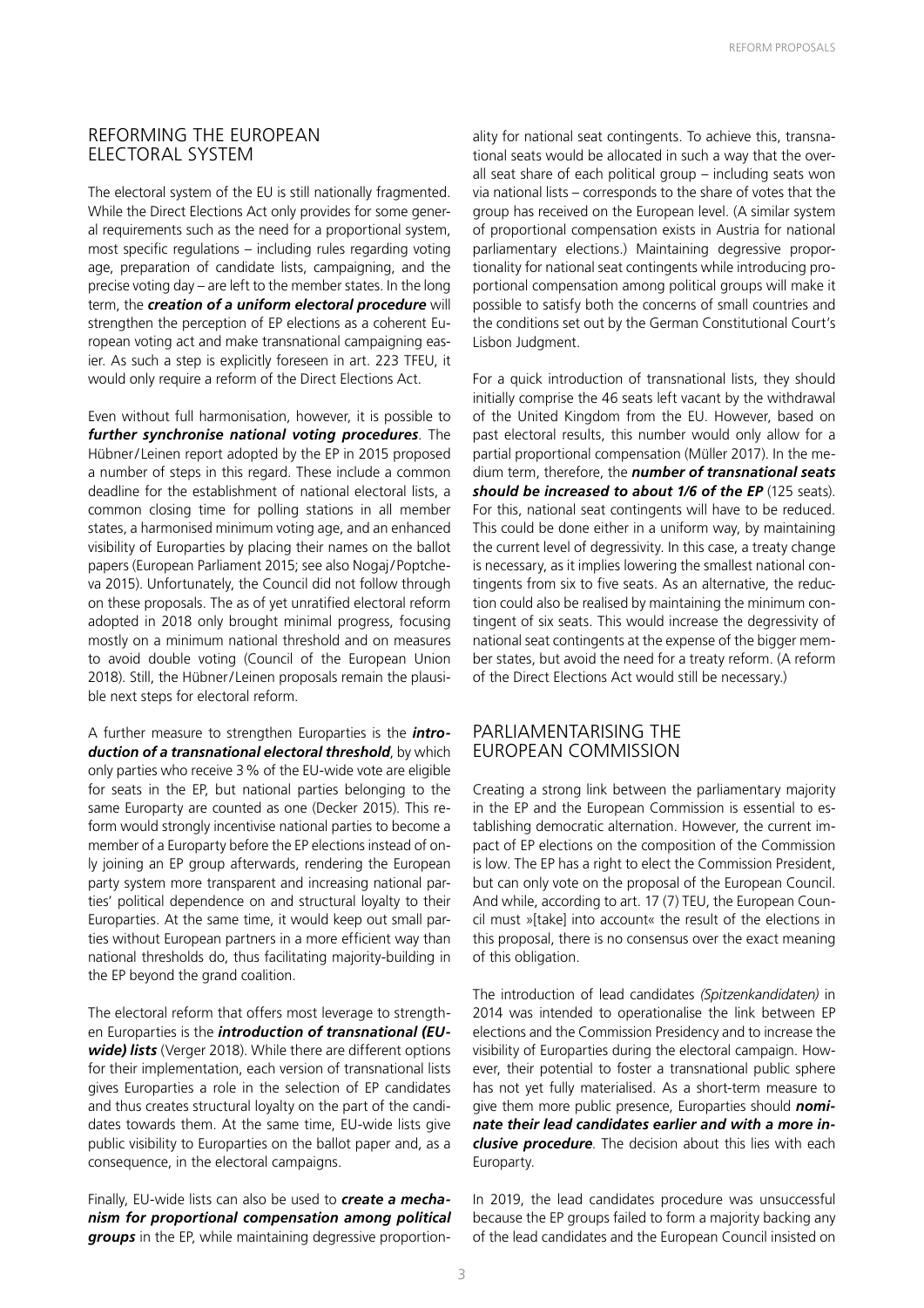## REFORMING THE EUROPEAN ELECTORAL SYSTEM

The electoral system of the EU is still nationally fragmented. While the Direct Elections Act only provides for some general requirements such as the need for a proportional system, most specific regulations – including rules regarding voting age, preparation of candidate lists, campaigning, and the precise voting day – are left to the member states. In the long term, the ***creation of a uniform electoral procedure*** will strengthen the perception of EP elections as a coherent European voting act and make transnational campaigning easier. As such a step is explicitly foreseen in art. 223 TFEU, it would only require a reform of the Direct Elections Act.

Even without full harmonisation, however, it is possible to ***further synchronise national voting procedures***. The Hübner/Leinen report adopted by the EP in 2015 proposed a number of steps in this regard. These include a common deadline for the establishment of national electoral lists, a common closing time for polling stations in all member states, a harmonised minimum voting age, and an enhanced visibility of Europarties by placing their names on the ballot papers (European Parliament 2015; see also Nogaj/Poptcheva 2015). Unfortunately, the Council did not follow through on these proposals. The as of yet unratified electoral reform adopted in 2018 only brought minimal progress, focusing mostly on a minimum national threshold and on measures to avoid double voting (Council of the European Union 2018). Still, the Hübner/Leinen proposals remain the plausible next steps for electoral reform.

A further measure to strengthen Europarties is the ***introduction of a transnational electoral threshold***, by which only parties who receive 3% of the EU-wide vote are eligible for seats in the EP, but national parties belonging to the same Europarty are counted as one (Decker 2015). This reform would strongly incentivise national parties to become a member of a Europarty before the EP elections instead of only joining an EP group afterwards, rendering the European party system more transparent and increasing national parties' political dependence on and structural loyalty to their Europarties. At the same time, it would keep out small parties without European partners in a more efficient way than national thresholds do, thus facilitating majority-building in the EP beyond the grand coalition.

The electoral reform that offers most leverage to strengthen Europarties is the ***introduction of transnational (EU-wide) lists*** (Verger 2018). While there are different options for their implementation, each version of transnational lists gives Europarties a role in the selection of EP candidates and thus creates structural loyalty on the part of the candidates towards them. At the same time, EU-wide lists give public visibility to Europarties on the ballot paper and, as a consequence, in the electoral campaigns.

Finally, EU-wide lists can also be used to ***create a mechanism for proportional compensation among political groups*** in the EP, while maintaining degressive proportionality for national seat contingents. To achieve this, transnational seats would be allocated in such a way that the overall seat share of each political group – including seats won via national lists – corresponds to the share of votes that the group has received on the European level. (A similar system of proportional compensation exists in Austria for national parliamentary elections.) Maintaining degressive proportionality for national seat contingents while introducing proportional compensation among political groups will make it possible to satisfy both the concerns of small countries and the conditions set out by the German Constitutional Court's Lisbon Judgment.

For a quick introduction of transnational lists, they should initially comprise the 46 seats left vacant by the withdrawal of the United Kingdom from the EU. However, based on past electoral results, this number would only allow for a partial proportional compensation (Müller 2017). In the medium term, therefore, the ***number of transnational seats should be increased to about 1/6 of the EP*** (125 seats). For this, national seat contingents will have to be reduced. This could be done either in a uniform way, by maintaining the current level of degressivity. In this case, a treaty change is necessary, as it implies lowering the smallest national contingents from six to five seats. As an alternative, the reduction could also be realised by maintaining the minimum contingent of six seats. This would increase the degressivity of national seat contingents at the expense of the bigger member states, but avoid the need for a treaty reform. (A reform of the Direct Elections Act would still be necessary.)

## PARLIAMENTARISING THE EUROPEAN COMMISSION

Creating a strong link between the parliamentary majority in the EP and the European Commission is essential to establishing democratic alternation. However, the current impact of EP elections on the composition of the Commission is low. The EP has a right to elect the Commission President, but can only vote on the proposal of the European Council. And while, according to art. 17 (7) TEU, the European Council must »[take] into account« the result of the elections in this proposal, there is no consensus over the exact meaning of this obligation.

The introduction of lead candidates *(Spitzenkandidaten)* in 2014 was intended to operationalise the link between EP elections and the Commission Presidency and to increase the visibility of Europarties during the electoral campaign. However, their potential to foster a transnational public sphere has not yet fully materialised. As a short-term measure to give them more public presence, Europarties should ***nominate their lead candidates earlier and with a more inclusive procedure***. The decision about this lies with each Europarty.

In 2019, the lead candidates procedure was unsuccessful because the EP groups failed to form a majority backing any of the lead candidates and the European Council insisted on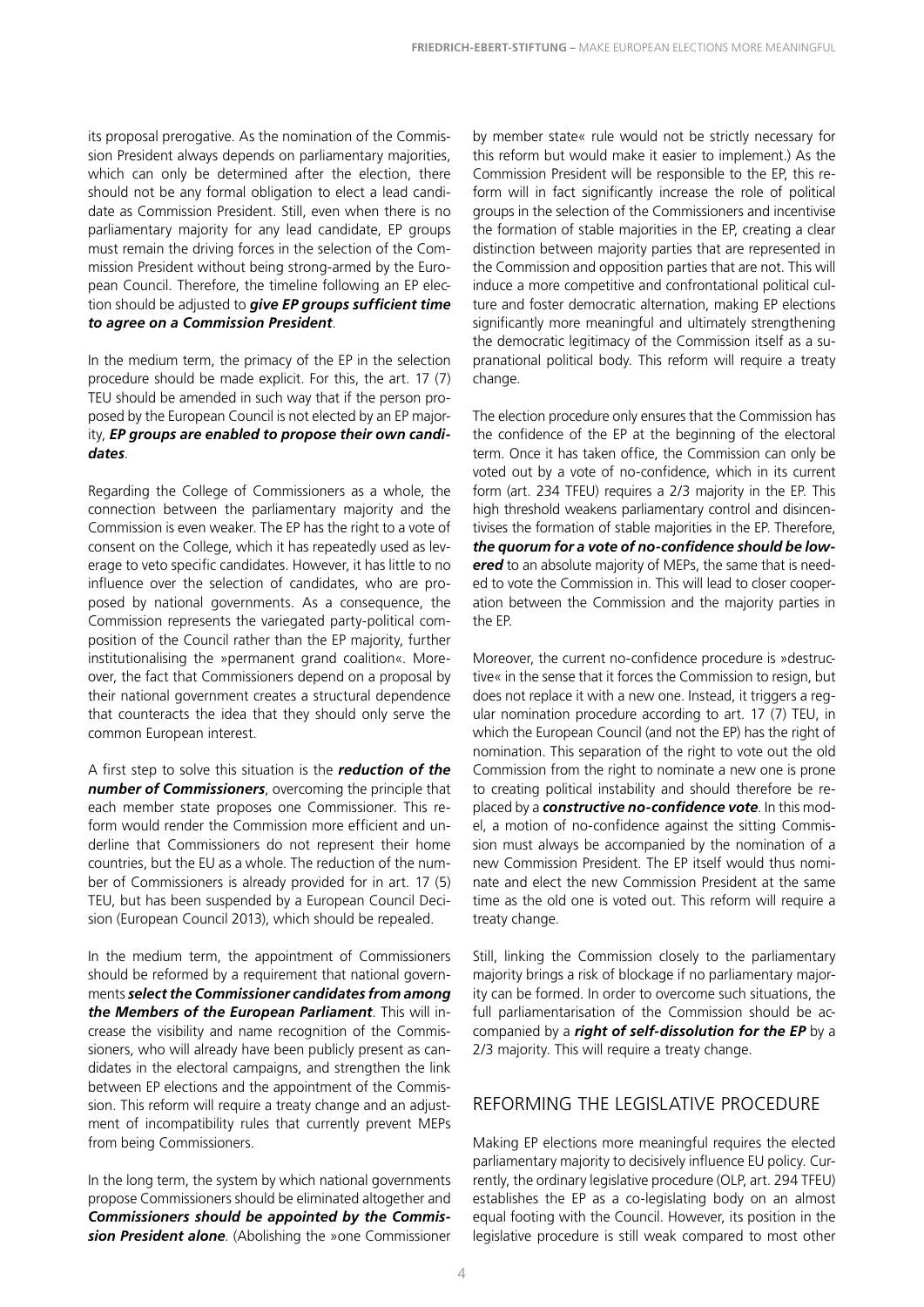its proposal prerogative. As the nomination of the Commission President always depends on parliamentary majorities, which can only be determined after the election, there should not be any formal obligation to elect a lead candidate as Commission President. Still, even when there is no parliamentary majority for any lead candidate, EP groups must remain the driving forces in the selection of the Commission President without being strong-armed by the European Council. Therefore, the timeline following an EP election should be adjusted to ***give EP groups sufficient time to agree on a Commission President***.

In the medium term, the primacy of the EP in the selection procedure should be made explicit. For this, the art. 17 (7) TEU should be amended in such way that if the person proposed by the European Council is not elected by an EP majority, ***EP groups are enabled to propose their own candidates***.

Regarding the College of Commissioners as a whole, the connection between the parliamentary majority and the Commission is even weaker. The EP has the right to a vote of consent on the College, which it has repeatedly used as leverage to veto specific candidates. However, it has little to no influence over the selection of candidates, who are proposed by national governments. As a consequence, the Commission represents the variegated party-political composition of the Council rather than the EP majority, further institutionalising the »permanent grand coalition«. Moreover, the fact that Commissioners depend on a proposal by their national government creates a structural dependence that counteracts the idea that they should only serve the common European interest.

A first step to solve this situation is the ***reduction of the number of Commissioners***, overcoming the principle that each member state proposes one Commissioner. This reform would render the Commission more efficient and underline that Commissioners do not represent their home countries, but the EU as a whole. The reduction of the number of Commissioners is already provided for in art. 17 (5) TEU, but has been suspended by a European Council Decision (European Council 2013), which should be repealed.

In the medium term, the appointment of Commissioners should be reformed by a requirement that national governments ***select the Commissioner candidates from among the Members of the European Parliament***. This will increase the visibility and name recognition of the Commissioners, who will already have been publicly present as candidates in the electoral campaigns, and strengthen the link between EP elections and the appointment of the Commission. This reform will require a treaty change and an adjustment of incompatibility rules that currently prevent MEPs from being Commissioners.

In the long term, the system by which national governments propose Commissioners should be eliminated altogether and ***Commissioners should be appointed by the Commission President alone***. (Abolishing the »one Commissioner by member state« rule would not be strictly necessary for this reform but would make it easier to implement.) As the Commission President will be responsible to the EP, this reform will in fact significantly increase the role of political groups in the selection of the Commissioners and incentivise the formation of stable majorities in the EP, creating a clear distinction between majority parties that are represented in the Commission and opposition parties that are not. This will induce a more competitive and confrontational political culture and foster democratic alternation, making EP elections significantly more meaningful and ultimately strengthening the democratic legitimacy of the Commission itself as a supranational political body. This reform will require a treaty change.

The election procedure only ensures that the Commission has the confidence of the EP at the beginning of the electoral term. Once it has taken office, the Commission can only be voted out by a vote of no-confidence, which in its current form (art. 234 TFEU) requires a 2/3 majority in the EP. This high threshold weakens parliamentary control and disincentivises the formation of stable majorities in the EP. Therefore, ***the quorum for a vote of no-confidence should be lowered*** to an absolute majority of MEPs, the same that is needed to vote the Commission in. This will lead to closer cooperation between the Commission and the majority parties in the EP.

Moreover, the current no-confidence procedure is »destructive« in the sense that it forces the Commission to resign, but does not replace it with a new one. Instead, it triggers a regular nomination procedure according to art. 17 (7) TEU, in which the European Council (and not the EP) has the right of nomination. This separation of the right to vote out the old Commission from the right to nominate a new one is prone to creating political instability and should therefore be replaced by a ***constructive no-confidence vote***. In this model, a motion of no-confidence against the sitting Commission must always be accompanied by the nomination of a new Commission President. The EP itself would thus nominate and elect the new Commission President at the same time as the old one is voted out. This reform will require a treaty change.

Still, linking the Commission closely to the parliamentary majority brings a risk of blockage if no parliamentary majority can be formed. In order to overcome such situations, the full parliamentarisation of the Commission should be accompanied by a ***right of self-dissolution for the EP*** by a 2/3 majority. This will require a treaty change.

## REFORMING THE LEGISLATIVE PROCEDURE

Making EP elections more meaningful requires the elected parliamentary majority to decisively influence EU policy. Currently, the ordinary legislative procedure (OLP, art. 294 TFEU) establishes the EP as a co-legislating body on an almost equal footing with the Council. However, its position in the legislative procedure is still weak compared to most other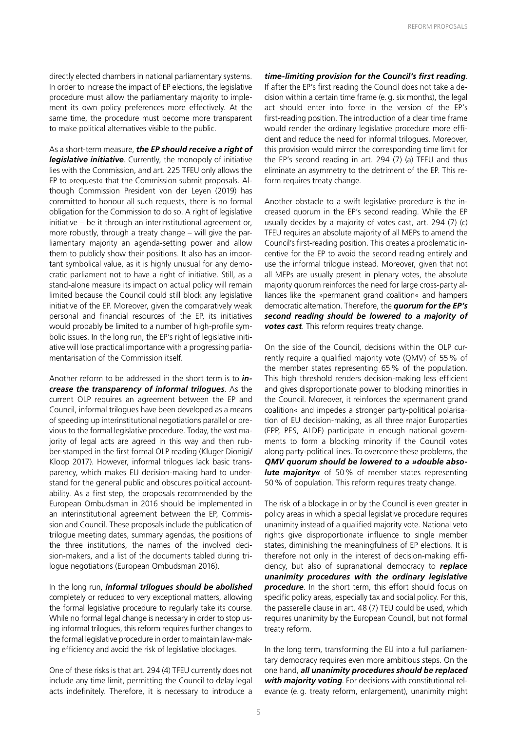directly elected chambers in national parliamentary systems. In order to increase the impact of EP elections, the legislative procedure must allow the parliamentary majority to implement its own policy preferences more effectively. At the same time, the procedure must become more transparent to make political alternatives visible to the public.

As a short-term measure, ***the EP should receive a right of legislative initiative***. Currently, the monopoly of initiative lies with the Commission, and art. 225 TFEU only allows the EP to »request« that the Commission submit proposals. Although Commission President von der Leyen (2019) has committed to honour all such requests, there is no formal obligation for the Commission to do so. A right of legislative initiative – be it through an interinstitutional agreement or, more robustly, through a treaty change – will give the parliamentary majority an agenda-setting power and allow them to publicly show their positions. It also has an important symbolical value, as it is highly unusual for any democratic parliament not to have a right of initiative. Still, as a stand-alone measure its impact on actual policy will remain limited because the Council could still block any legislative initiative of the EP. Moreover, given the comparatively weak personal and financial resources of the EP, its initiatives would probably be limited to a number of high-profile symbolic issues. In the long run, the EP's right of legislative initiative will lose practical importance with a progressing parliamentarisation of the Commission itself.

Another reform to be addressed in the short term is to ***increase the transparency of informal trilogues***. As the current OLP requires an agreement between the EP and Council, informal trilogues have been developed as a means of speeding up interinstitutional negotiations parallel or previous to the formal legislative procedure. Today, the vast majority of legal acts are agreed in this way and then rubber-stamped in the first formal OLP reading (Kluger Dionigi/Kloop 2017). However, informal trilogues lack basic transparency, which makes EU decision-making hard to understand for the general public and obscures political accountability. As a first step, the proposals recommended by the European Ombudsman in 2016 should be implemented in an interinstitutional agreement between the EP, Commission and Council. These proposals include the publication of trilogue meeting dates, summary agendas, the positions of the three institutions, the names of the involved decision-makers, and a list of the documents tabled during trilogue negotiations (European Ombudsman 2016).

In the long run, ***informal trilogues should be abolished*** completely or reduced to very exceptional matters, allowing the formal legislative procedure to regularly take its course. While no formal legal change is necessary in order to stop using informal trilogues, this reform requires further changes to the formal legislative procedure in order to maintain law-making efficiency and avoid the risk of legislative blockages.

One of these risks is that art. 294 (4) TFEU currently does not include any time limit, permitting the Council to delay legal acts indefinitely. Therefore, it is necessary to introduce a ***time-limiting provision for the Council's first reading***. If after the EP's first reading the Council does not take a decision within a certain time frame (e.g. six months), the legal act should enter into force in the version of the EP's first-reading position. The introduction of a clear time frame would render the ordinary legislative procedure more efficient and reduce the need for informal trilogues. Moreover, this provision would mirror the corresponding time limit for the EP's second reading in art. 294 (7) (a) TFEU and thus eliminate an asymmetry to the detriment of the EP. This reform requires treaty change.

Another obstacle to a swift legislative procedure is the increased quorum in the EP's second reading. While the EP usually decides by a majority of votes cast, art. 294 (7) (c) TFEU requires an absolute majority of all MEPs to amend the Council's first-reading position. This creates a problematic incentive for the EP to avoid the second reading entirely and use the informal trilogue instead. Moreover, given that not all MEPs are usually present in plenary votes, the absolute majority quorum reinforces the need for large cross-party alliances like the »permanent grand coalition« and hampers democratic alternation. Therefore, the ***quorum for the EP's second reading should be lowered to a majority of votes cast***. This reform requires treaty change.

On the side of the Council, decisions within the OLP currently require a qualified majority vote (QMV) of 55% of the member states representing 65% of the population. This high threshold renders decision-making less efficient and gives disproportionate power to blocking minorities in the Council. Moreover, it reinforces the »permanent grand coalition« and impedes a stronger party-political polarisation of EU decision-making, as all three major Europarties (EPP, PES, ALDE) participate in enough national governments to form a blocking minority if the Council votes along party-political lines. To overcome these problems, the ***QMV quorum should be lowered to a »double absolute majority«*** of 50% of member states representing 50% of population. This reform requires treaty change.

The risk of a blockage in or by the Council is even greater in policy areas in which a special legislative procedure requires unanimity instead of a qualified majority vote. National veto rights give disproportionate influence to single member states, diminishing the meaningfulness of EP elections. It is therefore not only in the interest of decision-making efficiency, but also of supranational democracy to ***replace unanimity procedures with the ordinary legislative procedure***. In the short term, this effort should focus on specific policy areas, especially tax and social policy. For this, the passerelle clause in art. 48 (7) TEU could be used, which requires unanimity by the European Council, but not formal treaty reform.

In the long term, transforming the EU into a full parliamentary democracy requires even more ambitious steps. On the one hand, ***all unanimity procedures should be replaced with majority voting***. For decisions with constitutional relevance (e.g. treaty reform, enlargement), unanimity might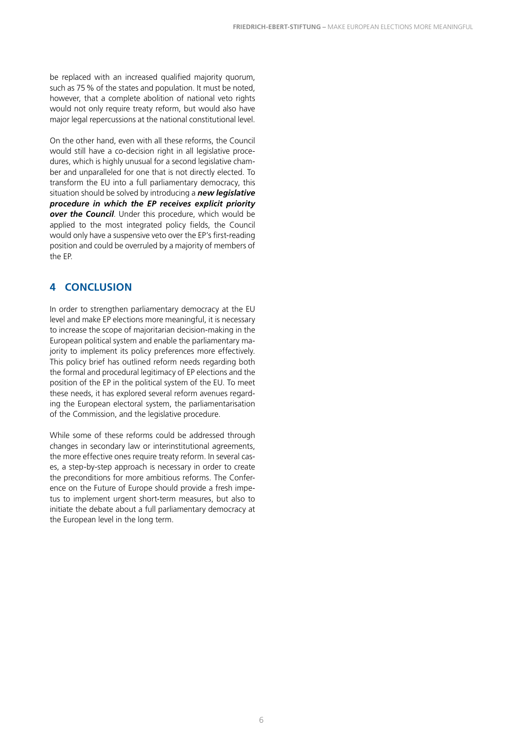be replaced with an increased qualified majority quorum, such as 75 % of the states and population. It must be noted, however, that a complete abolition of national veto rights would not only require treaty reform, but would also have major legal repercussions at the national constitutional level.

On the other hand, even with all these reforms, the Council would still have a co-decision right in all legislative procedures, which is highly unusual for a second legislative chamber and unparalleled for one that is not directly elected. To transform the EU into a full parliamentary democracy, this situation should be solved by introducing a ***new legislative procedure in which the EP receives explicit priority over the Council***. Under this procedure, which would be applied to the most integrated policy fields, the Council would only have a suspensive veto over the EP's first-reading position and could be overruled by a majority of members of the EP.

## 4 CONCLUSION

In order to strengthen parliamentary democracy at the EU level and make EP elections more meaningful, it is necessary to increase the scope of majoritarian decision-making in the European political system and enable the parliamentary majority to implement its policy preferences more effectively. This policy brief has outlined reform needs regarding both the formal and procedural legitimacy of EP elections and the position of the EP in the political system of the EU. To meet these needs, it has explored several reform avenues regarding the European electoral system, the parliamentarisation of the Commission, and the legislative procedure.

While some of these reforms could be addressed through changes in secondary law or interinstitutional agreements, the more effective ones require treaty reform. In several cases, a step-by-step approach is necessary in order to create the preconditions for more ambitious reforms. The Conference on the Future of Europe should provide a fresh impetus to implement urgent short-term measures, but also to initiate the debate about a full parliamentary democracy at the European level in the long term.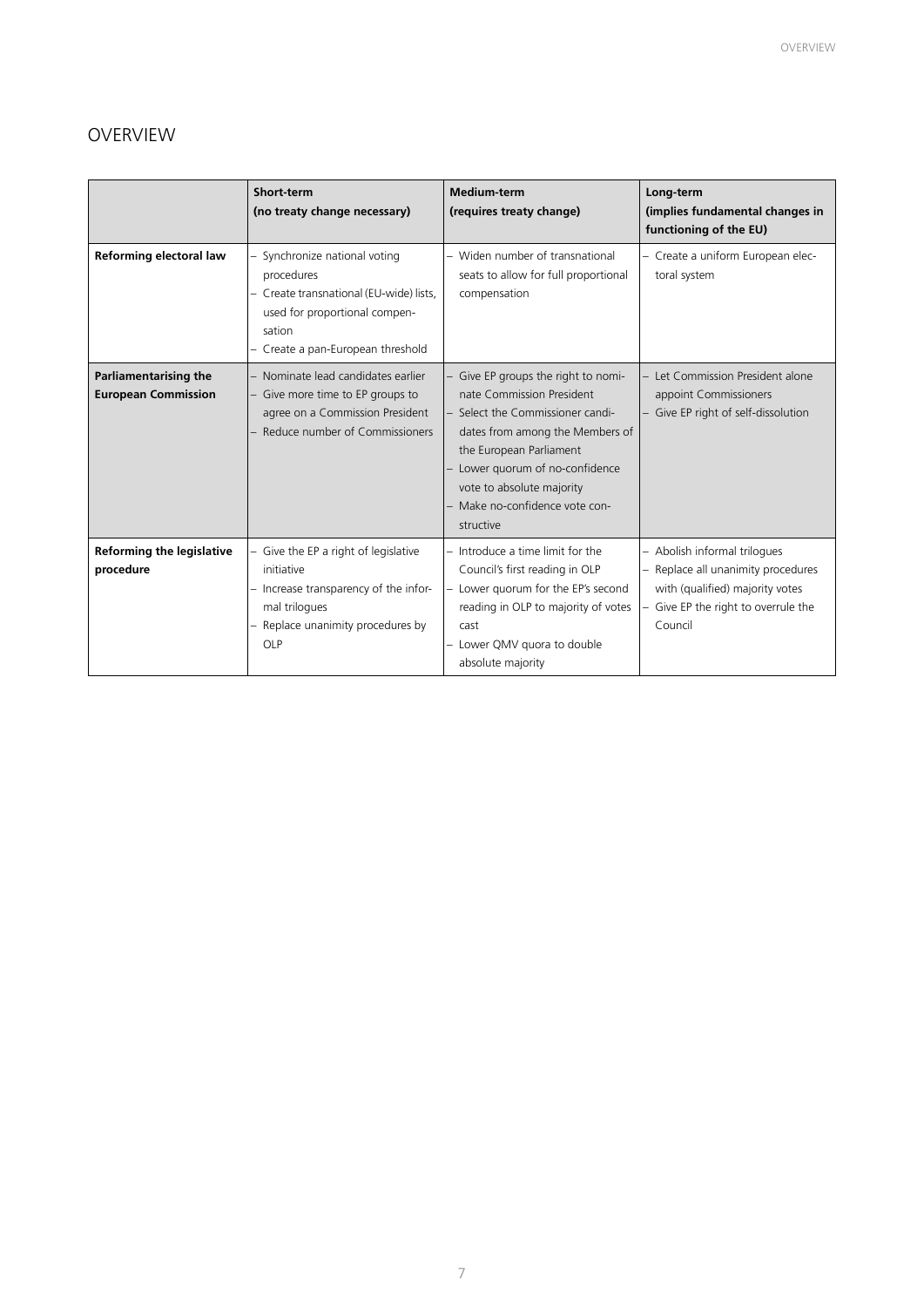# OVERVIEW

| | Short-term (no treaty change necessary) | Medium-term (requires treaty change) | Long-term (implies fundamental changes in functioning of the EU) |
|---|---|---|---|
| **Reforming electoral law** | – Synchronize national voting procedures<br>– Create transnational (EU-wide) lists, used for proportional compensation<br>– Create a pan-European threshold | – Widen number of transnational seats to allow for full proportional compensation | – Create a uniform European electoral system |
| **Parliamentarising the European Commission** | – Nominate lead candidates earlier<br>– Give more time to EP groups to agree on a Commission President<br>– Reduce number of Commissioners | – Give EP groups the right to nominate Commission President<br>– Select the Commissioner candidates from among the Members of the European Parliament<br>– Lower quorum of no-confidence vote to absolute majority<br>– Make no-confidence vote constructive | – Let Commission President alone appoint Commissioners<br>– Give EP right of self-dissolution |
| **Reforming the legislative procedure** | – Give the EP a right of legislative initiative<br>– Increase transparency of the informal trilogues<br>– Replace unanimity procedures by OLP | – Introduce a time limit for the Council's first reading in OLP<br>– Lower quorum for the EP's second reading in OLP to majority of votes cast<br>– Lower QMV quora to double absolute majority | – Abolish informal trilogues<br>– Replace all unanimity procedures with (qualified) majority votes<br>– Give EP the right to overrule the Council |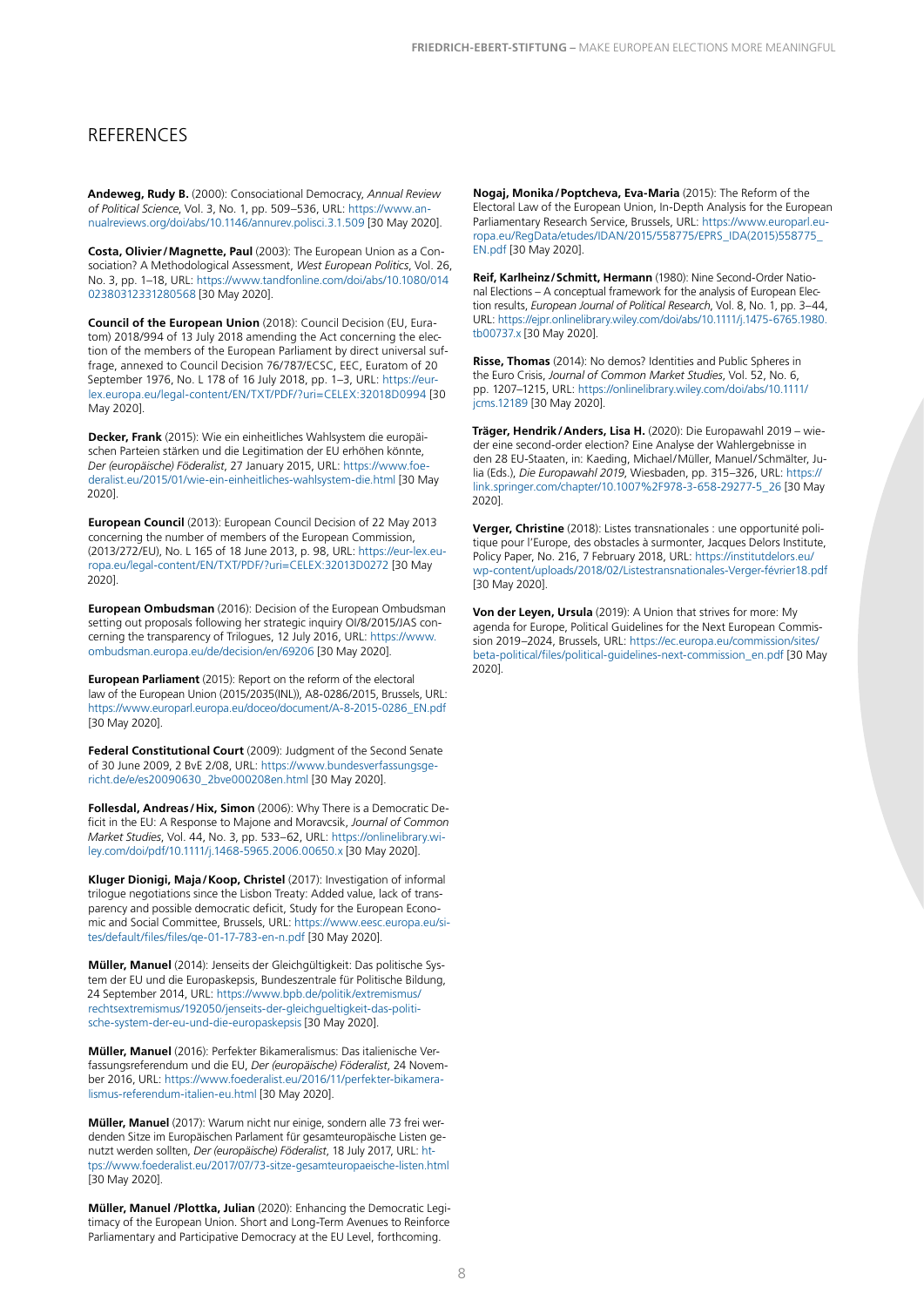# REFERENCES

**Andeweg, Rudy B.** (2000): Consociational Democracy, *Annual Review of Political Science*, Vol. 3, No. 1, pp. 509–536, URL: https://www.annualreviews.org/doi/abs/10.1146/annurev.polisci.3.1.509 [30 May 2020].

**Costa, Olivier / Magnette, Paul** (2003): The European Union as a Consociation? A Methodological Assessment, *West European Politics*, Vol. 26, No. 3, pp. 1–18, URL: https://www.tandfonline.com/doi/abs/10.1080/01402380312331280568 [30 May 2020].

**Council of the European Union** (2018): Council Decision (EU, Euratom) 2018/994 of 13 July 2018 amending the Act concerning the election of the members of the European Parliament by direct universal suffrage, annexed to Council Decision 76/787/ECSC, EEC, Euratom of 20 September 1976, No. L 178 of 16 July 2018, pp. 1–3, URL: https://eur-lex.europa.eu/legal-content/EN/TXT/PDF/?uri=CELEX:32018D0994 [30 May 2020].

**Decker, Frank** (2015): Wie ein einheitliches Wahlsystem die europäischen Parteien stärken und die Legitimation der EU erhöhen könnte, *Der (europäische) Föderalist*, 27 January 2015, URL: https://www.foederalist.eu/2015/01/wie-ein-einheitliches-wahlsystem-die.html [30 May 2020].

**European Council** (2013): European Council Decision of 22 May 2013 concerning the number of members of the European Commission, (2013/272/EU), No. L 165 of 18 June 2013, p. 98, URL: https://eur-lex.europa.eu/legal-content/EN/TXT/PDF/?uri=CELEX:32013D0272 [30 May 2020].

**European Ombudsman** (2016): Decision of the European Ombudsman setting out proposals following her strategic inquiry OI/8/2015/JAS concerning the transparency of Trilogues, 12 July 2016, URL: https://www.ombudsman.europa.eu/de/decision/en/69206 [30 May 2020].

**European Parliament** (2015): Report on the reform of the electoral law of the European Union (2015/2035(INL)), A8-0286/2015, Brussels, URL: https://www.europarl.europa.eu/doceo/document/A-8-2015-0286_EN.pdf [30 May 2020].

**Federal Constitutional Court** (2009): Judgment of the Second Senate of 30 June 2009, 2 BvE 2/08, URL: https://www.bundesverfassungsgericht.de/e/es20090630_2bve000208en.html [30 May 2020].

**Follesdal, Andreas / Hix, Simon** (2006): Why There is a Democratic Deficit in the EU: A Response to Majone and Moravcsik, *Journal of Common Market Studies*, Vol. 44, No. 3, pp. 533–62, URL: https://onlinelibrary.wiley.com/doi/pdf/10.1111/j.1468-5965.2006.00650.x [30 May 2020].

**Kluger Dionigi, Maja / Koop, Christel** (2017): Investigation of informal trilogue negotiations since the Lisbon Treaty: Added value, lack of transparency and possible democratic deficit, Study for the European Economic and Social Committee, Brussels, URL: https://www.eesc.europa.eu/sites/default/files/files/qe-01-17-783-en-n.pdf [30 May 2020].

**Müller, Manuel** (2014): Jenseits der Gleichgültigkeit: Das politische System der EU und die Europaskepsis, Bundeszentrale für Politische Bildung, 24 September 2014, URL: https://www.bpb.de/politik/extremismus/rechtsextremismus/192050/jenseits-der-gleichgueltigkeit-das-politische-system-der-eu-und-die-europaskepsis [30 May 2020].

**Müller, Manuel** (2016): Perfekter Bikameralismus: Das italienische Verfassungsreferendum und die EU, *Der (europäische) Föderalist*, 24 November 2016, URL: https://www.foederalist.eu/2016/11/perfekter-bikameralismus-referendum-italien-eu.html [30 May 2020].

**Müller, Manuel** (2017): Warum nicht nur einige, sondern alle 73 frei werdenden Sitze im Europäischen Parlament für gesamteuropäische Listen genutzt werden sollten, *Der (europäische) Föderalist*, 18 July 2017, URL: https://www.foederalist.eu/2017/07/73-sitze-gesamteuropaeische-listen.html [30 May 2020].

**Müller, Manuel /Plottka, Julian** (2020): Enhancing the Democratic Legitimacy of the European Union. Short and Long-Term Avenues to Reinforce Parliamentary and Participative Democracy at the EU Level, forthcoming.

**Nogaj, Monika / Poptcheva, Eva-Maria** (2015): The Reform of the Electoral Law of the European Union, In-Depth Analysis for the European Parliamentary Research Service, Brussels, URL: https://www.europarl.europa.eu/RegData/etudes/IDAN/2015/558775/EPRS_IDA(2015)558775_EN.pdf [30 May 2020].

**Reif, Karlheinz / Schmitt, Hermann** (1980): Nine Second-Order National Elections – A conceptual framework for the analysis of European Election results, *European Journal of Political Research*, Vol. 8, No. 1, pp. 3–44, URL: https://ejpr.onlinelibrary.wiley.com/doi/abs/10.1111/j.1475-6765.1980.tb00737.x [30 May 2020].

**Risse, Thomas** (2014): No demos? Identities and Public Spheres in the Euro Crisis, *Journal of Common Market Studies*, Vol. 52, No. 6, pp. 1207–1215, URL: https://onlinelibrary.wiley.com/doi/abs/10.1111/jcms.12189 [30 May 2020].

**Träger, Hendrik / Anders, Lisa H.** (2020): Die Europawahl 2019 – wieder eine second-order election? Eine Analyse der Wahlergebnisse in den 28 EU-Staaten, in: Kaeding, Michael/Müller, Manuel/Schmälter, Julia (Eds.), *Die Europawahl 2019*, Wiesbaden, pp. 315–326, URL: https://link.springer.com/chapter/10.1007%2F978-3-658-29277-5_26 [30 May 2020].

**Verger, Christine** (2018): Listes transnationales : une opportunité politique pour l'Europe, des obstacles à surmonter, Jacques Delors Institute, Policy Paper, No. 216, 7 February 2018, URL: https://institutdelors.eu/wp-content/uploads/2018/02/Listestransnationales-Verger-février18.pdf [30 May 2020].

**Von der Leyen, Ursula** (2019): A Union that strives for more: My agenda for Europe, Political Guidelines for the Next European Commission 2019–2024, Brussels, URL: https://ec.europa.eu/commission/sites/beta-political/files/political-guidelines-next-commission_en.pdf [30 May 2020].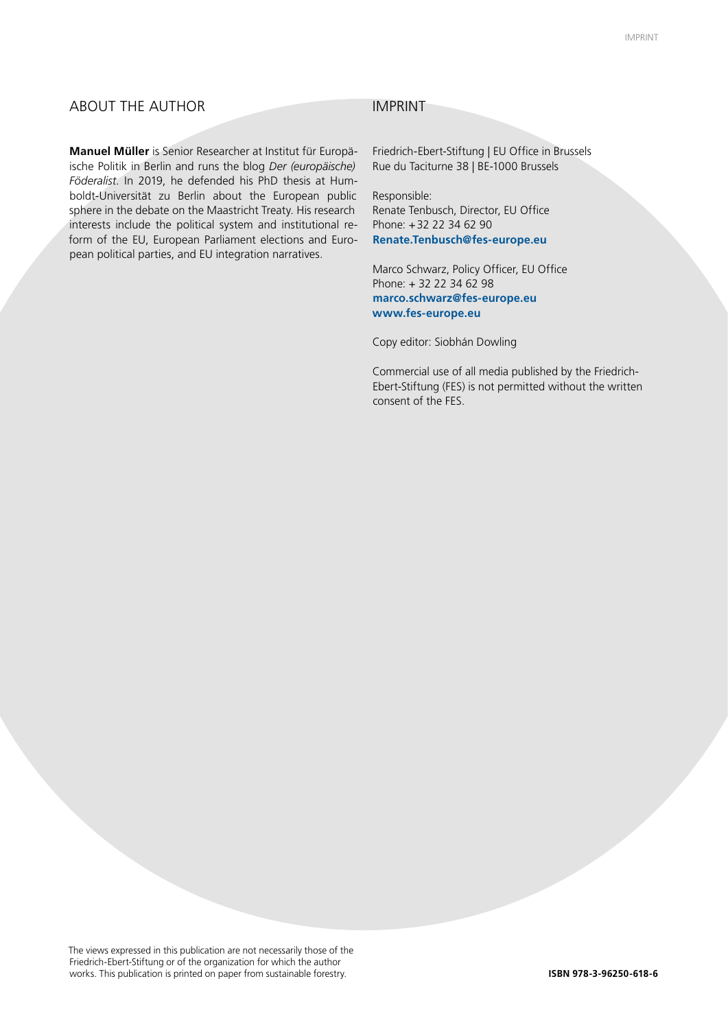## ABOUT THE AUTHOR

**Manuel Müller** is Senior Researcher at Institut für Europäische Politik in Berlin and runs the blog *Der (europäische) Föderalist*. In 2019, he defended his PhD thesis at Humboldt-Universität zu Berlin about the European public sphere in the debate on the Maastricht Treaty. His research interests include the political system and institutional reform of the EU, European Parliament elections and European political parties, and EU integration narratives.

## IMPRINT

Friedrich-Ebert-Stiftung | EU Office in Brussels
Rue du Taciturne 38 | BE-1000 Brussels

Responsible:
Renate Tenbusch, Director, EU Office
Phone: +32 22 34 62 90
**Renate.Tenbusch@fes-europe.eu**

Marco Schwarz, Policy Officer, EU Office
Phone: + 32 22 34 62 98
**marco.schwarz@fes-europe.eu**
**www.fes-europe.eu**

Copy editor: Siobhán Dowling

Commercial use of all media published by the Friedrich-Ebert-Stiftung (FES) is not permitted without the written consent of the FES.

The views expressed in this publication are not necessarily those of the Friedrich-Ebert-Stiftung or of the organization for which the author works. This publication is printed on paper from sustainable forestry.

**ISBN 978-3-96250-618-6**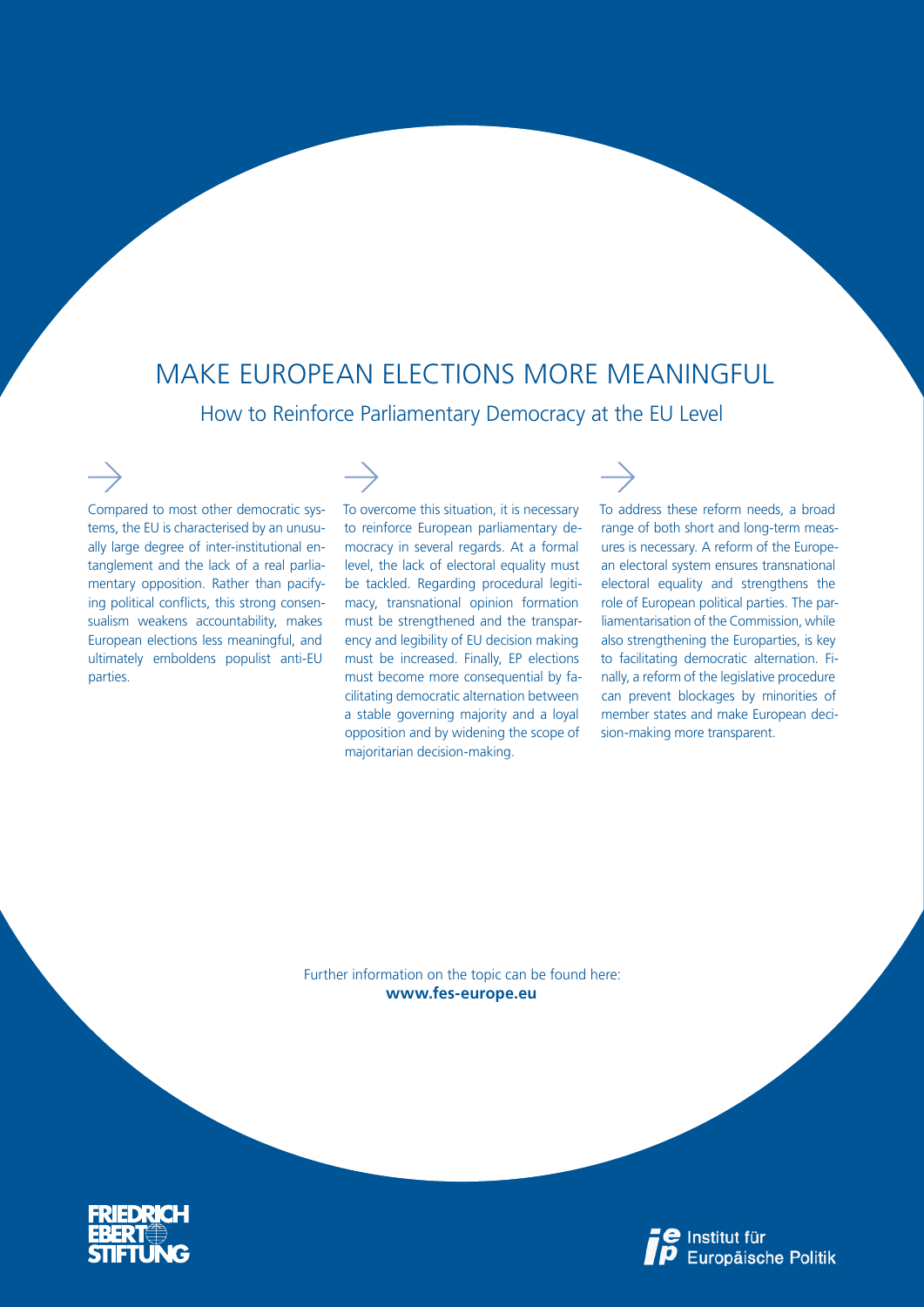# MAKE EUROPEAN ELECTIONS MORE MEANINGFUL

## How to Reinforce Parliamentary Democracy at the EU Level

→

Compared to most other democratic systems, the EU is characterised by an unusually large degree of inter-institutional entanglement and the lack of a real parliamentary opposition. Rather than pacifying political conflicts, this strong consensualism weakens accountability, makes European elections less meaningful, and ultimately emboldens populist anti-EU parties.

→

To overcome this situation, it is necessary to reinforce European parliamentary democracy in several regards. At a formal level, the lack of electoral equality must be tackled. Regarding procedural legitimacy, transnational opinion formation must be strengthened and the transparency and legibility of EU decision making must be increased. Finally, EP elections must become more consequential by facilitating democratic alternation between a stable governing majority and a loyal opposition and by widening the scope of majoritarian decision-making.

→

To address these reform needs, a broad range of both short and long-term measures is necessary. A reform of the European electoral system ensures transnational electoral equality and strengthens the role of European political parties. The parliamentarisation of the Commission, while also strengthening the Europarties, is key to facilitating democratic alternation. Finally, a reform of the legislative procedure can prevent blockages by minorities of member states and make European decision-making more transparent.

Further information on the topic can be found here:
**www.fes-europe.eu**

FRIEDRICH EBERT STIFTUNG

Institut für Europäische Politik